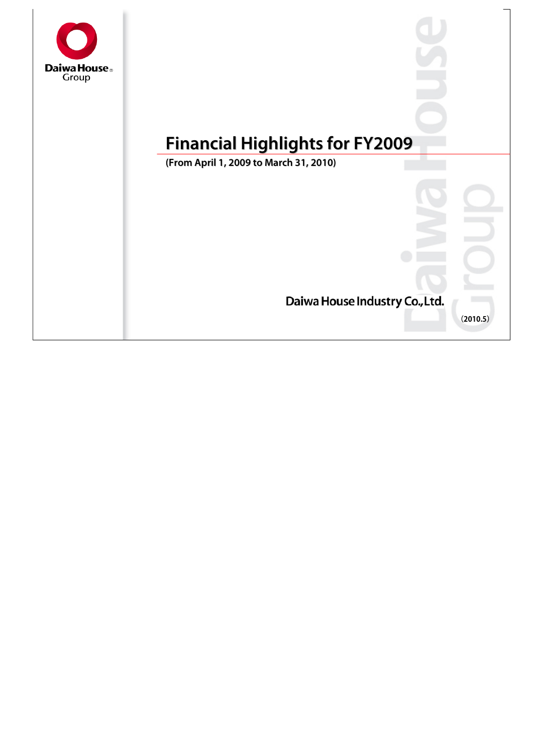Daiwa House Group

# Financial Highlights for FY2009

**(From April 1, 2009 to March 31, 2010)**

Daiwa House Industry Co.,Ltd.

(2010.5)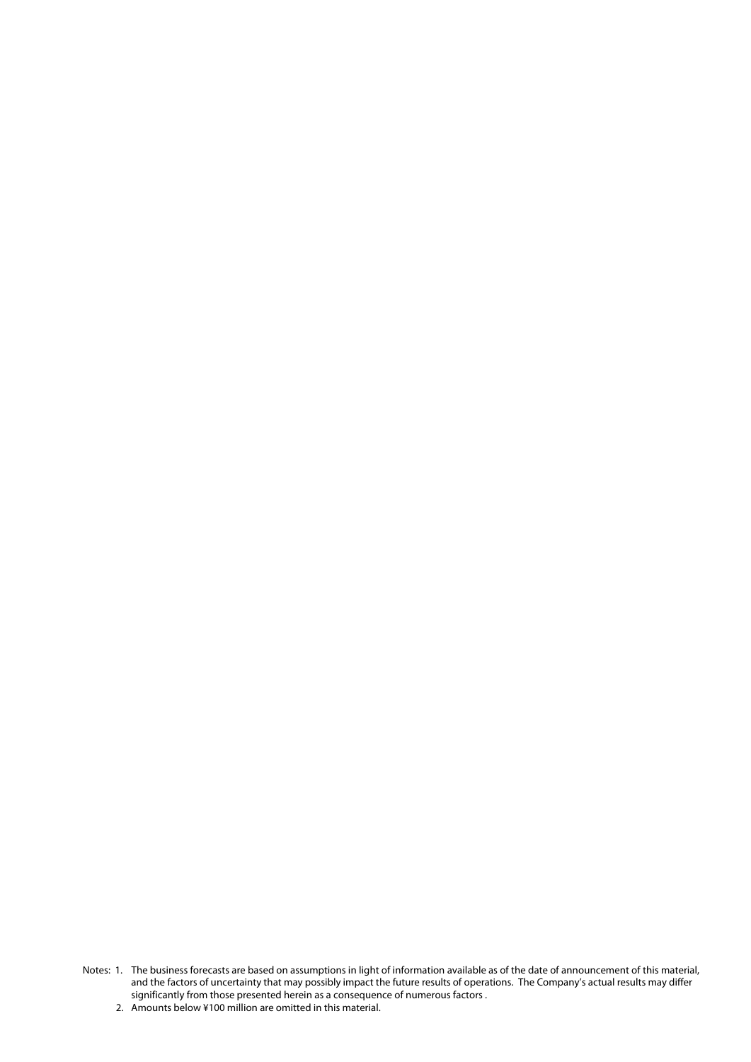Notes: 1. The business forecasts are based on assumptions in light of information available as of the date of announcement of this material, and the factors of uncertainty that may possibly impact the future results of operations. The Company's actual results may differ significantly from those presented herein as a consequence of numerous factors .

2. Amounts below ¥100 million are omitted in this material.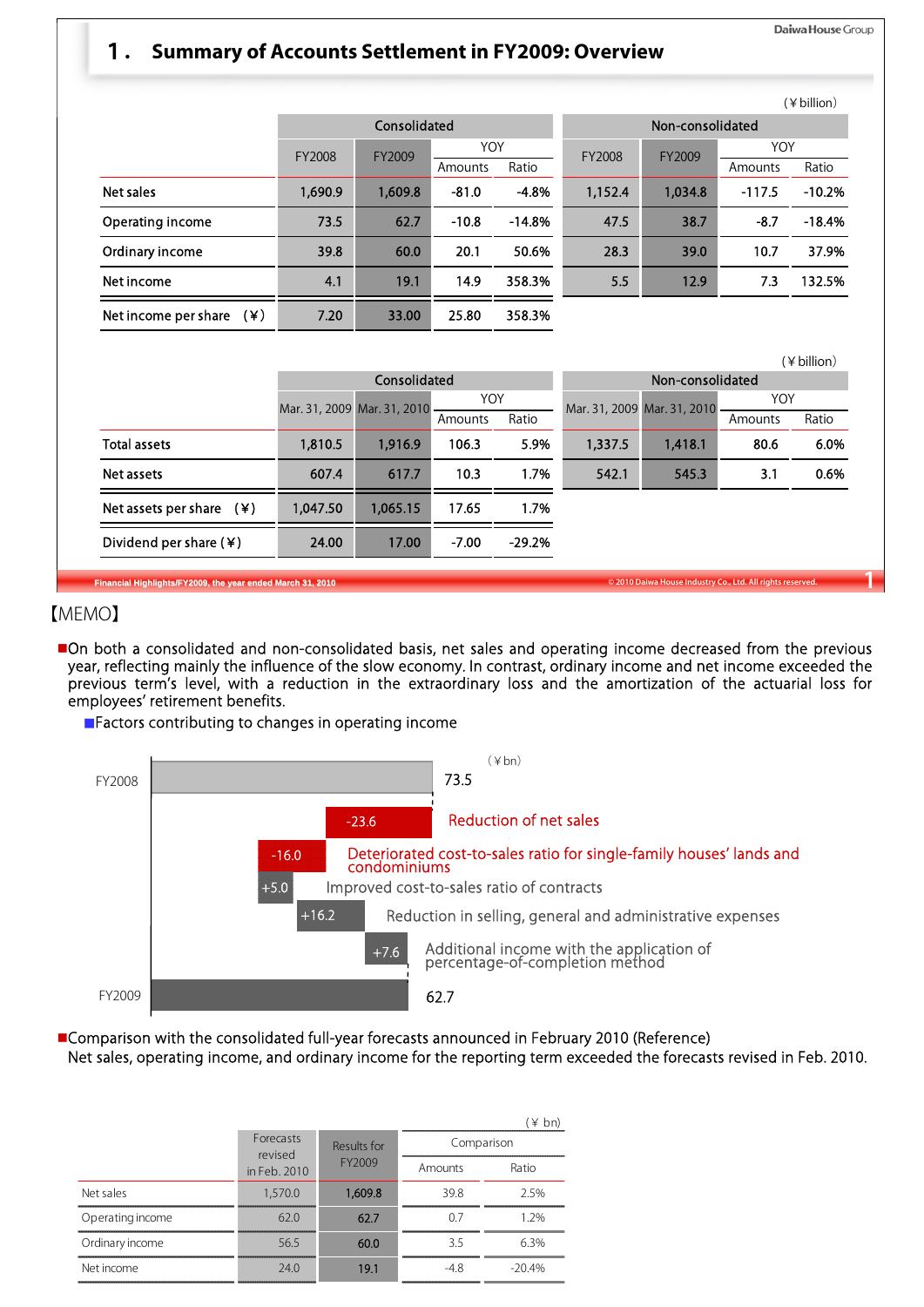# 1． Summary of Accounts Settlement in FY2009: Overview

(¥billion)

| | Consolidated | | | | Non-consolidated | | | |
|---|---|---|---|---|---|---|---|---|
| | FY2008 | FY2009 | YOY | | FY2008 | FY2009 | YOY | |
| | | | Amounts | Ratio | | | Amounts | Ratio |
| Net sales | 1,690.9 | 1,609.8 | -81.0 | -4.8% | 1,152.4 | 1,034.8 | -117.5 | -10.2% |
| Operating income | 73.5 | 62.7 | -10.8 | -14.8% | 47.5 | 38.7 | -8.7 | -18.4% |
| Ordinary income | 39.8 | 60.0 | 20.1 | 50.6% | 28.3 | 39.0 | 10.7 | 37.9% |
| Net income | 4.1 | 19.1 | 14.9 | 358.3% | 5.5 | 12.9 | 7.3 | 132.5% |
| Net income per share (¥) | 7.20 | 33.00 | 25.80 | 358.3% | | | | |

(¥billion)

| | Consolidated | | | | Non-consolidated | | | |
|---|---|---|---|---|---|---|---|---|
| | Mar. 31, 2009 | Mar. 31, 2010 | YOY | | Mar. 31, 2009 | Mar. 31, 2010 | YOY | |
| | | | Amounts | Ratio | | | Amounts | Ratio |
| Total assets | 1,810.5 | 1,916.9 | 106.3 | 5.9% | 1,337.5 | 1,418.1 | 80.6 | 6.0% |
| Net assets | 607.4 | 617.7 | 10.3 | 1.7% | 542.1 | 545.3 | 3.1 | 0.6% |
| Net assets per share (¥) | 1,047.50 | 1,065.15 | 17.65 | 1.7% | | | | |
| Dividend per share (¥) | 24.00 | 17.00 | -7.00 | -29.2% | | | | |

【MEMO】

■On both a consolidated and non-consolidated basis, net sales and operating income decreased from the previous year, reflecting mainly the influence of the slow economy. In contrast, ordinary income and net income exceeded the previous term's level, with a reduction in the extraordinary loss and the amortization of the actuarial loss for employees' retirement benefits.

■Factors contributing to changes in operating income

(¥bn)

| Item | Amount |
|---|---|
| FY2008 | 73.5 |
| Reduction of net sales | -23.6 |
| Deteriorated cost-to-sales ratio for single-family houses' lands and condominiums | -16.0 |
| Improved cost-to-sales ratio of contracts | +5.0 |
| Reduction in selling, general and administrative expenses | +16.2 |
| Additional income with the application of percentage-of-completion method | +7.6 |
| FY2009 | 62.7 |

■Comparison with the consolidated full-year forecasts announced in February 2010 (Reference)

Net sales, operating income, and ordinary income for the reporting term exceeded the forecasts revised in Feb. 2010.

(¥ bn)

| | Forecasts revised in Feb. 2010 | Results for FY2009 | Comparison | |
|---|---|---|---|---|
| | | | Amounts | Ratio |
| Net sales | 1,570.0 | 1,609.8 | 39.8 | 2.5% |
| Operating income | 62.0 | 62.7 | 0.7 | 1.2% |
| Ordinary income | 56.5 | 60.0 | 3.5 | 6.3% |
| Net income | 24.0 | 19.1 | -4.8 | -20.4% |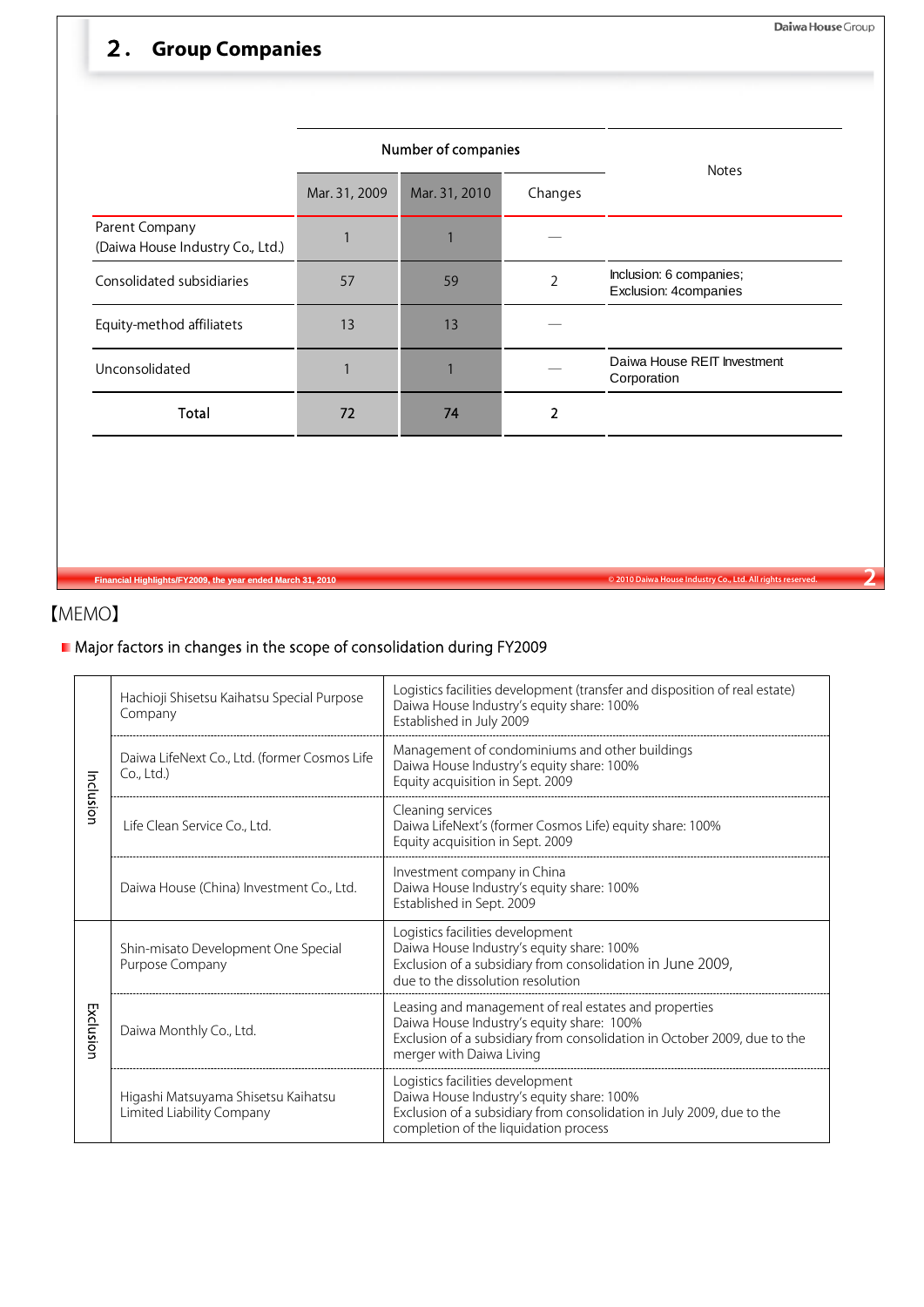## 2. Group Companies

| | Number of companies | | | Notes |
|---|---|---|---|---|
| | Mar. 31, 2009 | Mar. 31, 2010 | Changes | |
| Parent Company (Daiwa House Industry Co., Ltd.) | 1 | 1 | — | |
| Consolidated subsidiaries | 57 | 59 | 2 | Inclusion: 6 companies; Exclusion: 4companies |
| Equity-method affiliatets | 13 | 13 | — | |
| Unconsolidated | 1 | 1 | — | Daiwa House REIT Investment Corporation |
| **Total** | **72** | **74** | **2** | |

【MEMO】

Major factors in changes in the scope of consolidation during FY2009

| | Company | Details |
|---|---|---|
| Inclusion | Hachioji Shisetsu Kaihatsu Special Purpose Company | Logistics facilities development (transfer and disposition of real estate)<br>Daiwa House Industry's equity share: 100%<br>Established in July 2009 |
| Inclusion | Daiwa LifeNext Co., Ltd. (former Cosmos Life Co., Ltd.) | Management of condominiums and other buildings<br>Daiwa House Industry's equity share: 100%<br>Equity acquisition in Sept. 2009 |
| Inclusion | Life Clean Service Co., Ltd. | Cleaning services<br>Daiwa LifeNext's (former Cosmos Life) equity share: 100%<br>Equity acquisition in Sept. 2009 |
| Inclusion | Daiwa House (China) Investment Co., Ltd. | Investment company in China<br>Daiwa House Industry's equity share: 100%<br>Established in Sept. 2009 |
| Exclusion | Shin-misato Development One Special Purpose Company | Logistics facilities development<br>Daiwa House Industry's equity share: 100%<br>Exclusion of a subsidiary from consolidation in June 2009, due to the dissolution resolution |
| Exclusion | Daiwa Monthly Co., Ltd. | Leasing and management of real estates and properties<br>Daiwa House Industry's equity share: 100%<br>Exclusion of a subsidiary from consolidation in October 2009, due to the merger with Daiwa Living |
| Exclusion | Higashi Matsuyama Shisetsu Kaihatsu Limited Liability Company | Logistics facilities development<br>Daiwa House Industry's equity share: 100%<br>Exclusion of a subsidiary from consolidation in July 2009, due to the completion of the liquidation process |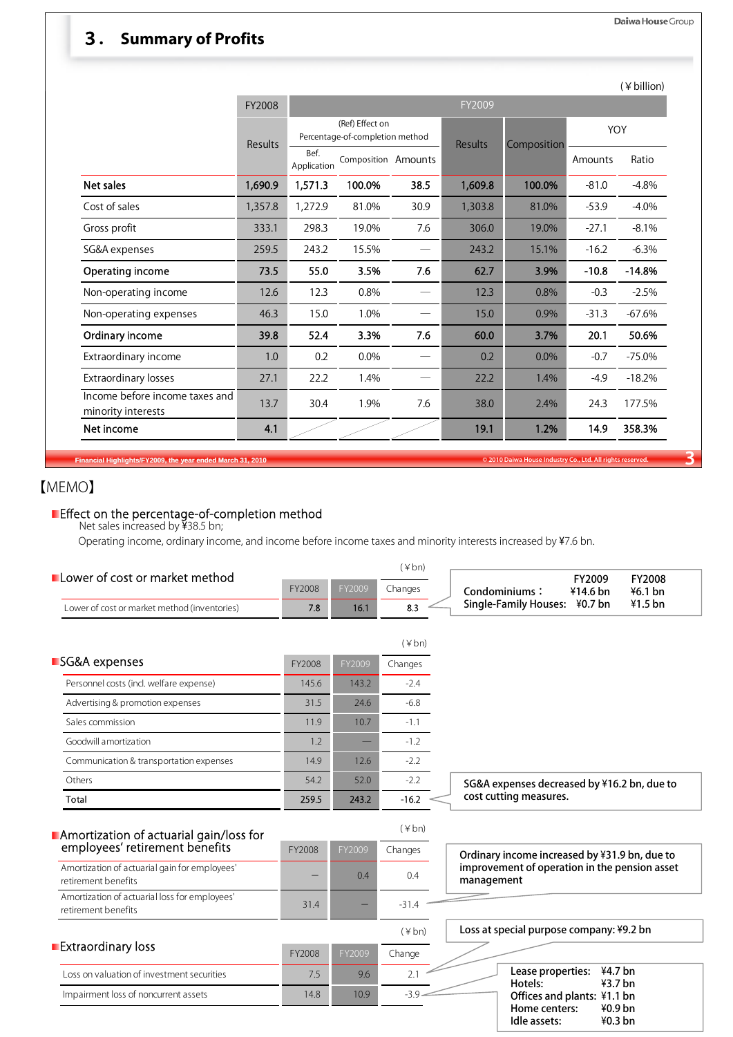## 3. Summary of Profits

(¥ billion)

| | FY2008 | FY2009 | | | | | | |
|---|---|---|---|---|---|---|---|---|
| | Results | (Ref) Effect on Percentage-of-completion method | | | Results | Composition | YOY | |
| | | Bef. Application | Composition | Amounts | | | Amounts | Ratio |
| **Net sales** | **1,690.9** | **1,571.3** | **100.0%** | **38.5** | **1,609.8** | **100.0%** | -81.0 | -4.8% |
| Cost of sales | 1,357.8 | 1,272.9 | 81.0% | 30.9 | 1,303.8 | 81.0% | -53.9 | -4.0% |
| Gross profit | 333.1 | 298.3 | 19.0% | 7.6 | 306.0 | 19.0% | -27.1 | -8.1% |
| SG&A expenses | 259.5 | 243.2 | 15.5% | — | 243.2 | 15.1% | -16.2 | -6.3% |
| **Operating income** | **73.5** | **55.0** | **3.5%** | **7.6** | **62.7** | **3.9%** | **-10.8** | **-14.8%** |
| Non-operating income | 12.6 | 12.3 | 0.8% | — | 12.3 | 0.8% | -0.3 | -2.5% |
| Non-operating expenses | 46.3 | 15.0 | 1.0% | — | 15.0 | 0.9% | -31.3 | -67.6% |
| **Ordinary income** | **39.8** | **52.4** | **3.3%** | **7.6** | **60.0** | **3.7%** | **20.1** | **50.6%** |
| Extraordinary income | 1.0 | 0.2 | 0.0% | — | 0.2 | 0.0% | -0.7 | -75.0% |
| Extraordinary losses | 27.1 | 22.2 | 1.4% | — | 22.2 | 1.4% | -4.9 | -18.2% |
| Income before income taxes and minority interests | 13.7 | 30.4 | 1.9% | 7.6 | 38.0 | 2.4% | 24.3 | 177.5% |
| **Net income** | **4.1** | | | | **19.1** | **1.2%** | **14.9** | **358.3%** |

Financial Highlights/FY2009, the year ended March 31, 2010

【MEMO】

### Effect on the percentage-of-completion method

Net sales increased by ¥38.5 bn;

Operating income, ordinary income, and income before income taxes and minority interests increased by ¥7.6 bn.

### Lower of cost or market method

(¥bn)

| | FY2008 | FY2009 | Changes |
|---|---|---|---|
| Lower of cost or market method (inventories) | 7.8 | 16.1 | 8.3 |

| | FY2009 | FY2008 |
|---|---|---|
| Condominiums： | ¥14.6 bn | ¥6.1 bn |
| Single-Family Houses: | ¥0.7 bn | ¥1.5 bn |

### SG&A expenses

(¥bn)

| | FY2008 | FY2009 | Changes |
|---|---|---|---|
| Personnel costs (incl. welfare expense) | 145.6 | 143.2 | -2.4 |
| Advertising & promotion expenses | 31.5 | 24.6 | -6.8 |
| Sales commission | 11.9 | 10.7 | -1.1 |
| Goodwill amortization | 1.2 | — | -1.2 |
| Communication & transportation expenses | 14.9 | 12.6 | -2.2 |
| Others | 54.2 | 52.0 | -2.2 |
| **Total** | **259.5** | **243.2** | **-16.2** |

**SG&A expenses decreased by ¥16.2 bn, due to cost cutting measures.**

### Amortization of actuarial gain/loss for employees' retirement benefits

(¥bn)

| | FY2008 | FY2009 | Changes |
|---|---|---|---|
| Amortization of actuarial gain for employees' retirement benefits | — | 0.4 | 0.4 |
| Amortization of actuarial loss for employees' retirement benefits | 31.4 | — | -31.4 |

**Ordinary income increased by ¥31.9 bn, due to improvement of operation in the pension asset management**

### Extraordinary loss

(¥bn)

| | FY2008 | FY2009 | Change |
|---|---|---|---|
| Loss on valuation of investment securities | 7.5 | 9.6 | 2.1 |
| Impairment loss of noncurrent assets | 14.8 | 10.9 | -3.9 |

**Loss at special purpose company: ¥9.2 bn**

| | |
|---|---|
| Lease properties: | ¥4.7 bn |
| Hotels: | ¥3.7 bn |
| Offices and plants: | ¥1.1 bn |
| Home centers: | ¥0.9 bn |
| Idle assets: | ¥0.3 bn |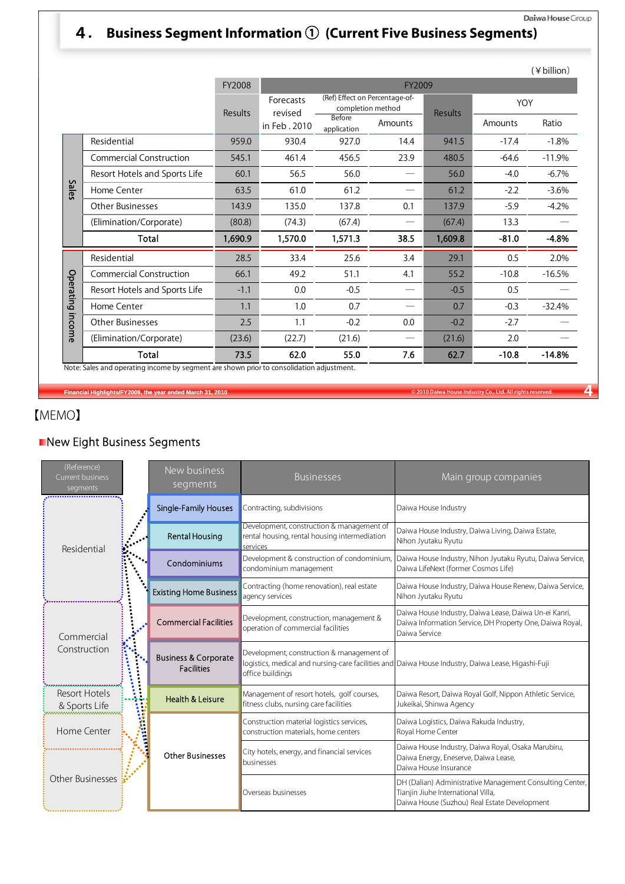# 4. Business Segment Information ① (Current Five Business Segments)

(￥billion)

| | | FY2008 | FY2009 | | | | | |
|---|---|---|---|---|---|---|---|---|
| | | Results | Forecasts revised in Feb. 2010 | (Ref) Effect on Percentage-of-completion method: Before application | (Ref) Effect on Percentage-of-completion method: Amounts | Results | YOY: Amounts | YOY: Ratio |
| Sales | Residential | 959.0 | 930.4 | 927.0 | 14.4 | 941.5 | -17.4 | -1.8% |
| | Commercial Construction | 545.1 | 461.4 | 456.5 | 23.9 | 480.5 | -64.6 | -11.9% |
| | Resort Hotels and Sports Life | 60.1 | 56.5 | 56.0 | — | 56.0 | -4.0 | -6.7% |
| | Home Center | 63.5 | 61.0 | 61.2 | — | 61.2 | -2.2 | -3.6% |
| | Other Businesses | 143.9 | 135.0 | 137.8 | 0.1 | 137.9 | -5.9 | -4.2% |
| | (Elimination/Corporate) | (80.8) | (74.3) | (67.4) | — | (67.4) | 13.3 | — |
| | **Total** | **1,690.9** | **1,570.0** | **1,571.3** | **38.5** | **1,609.8** | **-81.0** | **-4.8%** |
| Operating Income | Residential | 28.5 | 33.4 | 25.6 | 3.4 | 29.1 | 0.5 | 2.0% |
| | Commercial Construction | 66.1 | 49.2 | 51.1 | 4.1 | 55.2 | -10.8 | -16.5% |
| | Resort Hotels and Sports Life | -1.1 | 0.0 | -0.5 | — | -0.5 | 0.5 | — |
| | Home Center | 1.1 | 1.0 | 0.7 | — | 0.7 | -0.3 | -32.4% |
| | Other Businesses | 2.5 | 1.1 | -0.2 | 0.0 | -0.2 | -2.7 | — |
| | (Elimination/Corporate) | (23.6) | (22.7) | (21.6) | — | (21.6) | 2.0 | — |
| | **Total** | **73.5** | **62.0** | **55.0** | **7.6** | **62.7** | **-10.8** | **-14.8%** |

Note: Sales and operating income by segment are shown prior to consolidation adjustment.

【MEMO】

## New Eight Business Segments

| (Reference) Current business segments | New business segments | Businesses | Main group companies |
|---|---|---|---|
| Residential | Single-Family Houses | Contracting, subdivisions | Daiwa House Industry |
| Residential | Rental Housing | Development, construction & management of rental housing, rental housing intermediation services | Daiwa House Industry, Daiwa Living, Daiwa Estate, Nihon Jyutaku Ryutu |
| Residential | Condominiums | Development & construction of condominium, condominium management | Daiwa House Industry, Nihon Jyutaku Ryutu, Daiwa Service, Daiwa LifeNext (former Cosmos Life) |
| Residential | Existing Home Business | Contracting (home renovation), real estate agency services | Daiwa House Industry, Daiwa House Renew, Daiwa Service, Nihon Jyutaku Ryutu |
| Commercial Construction | Commercial Facilities | Development, construction, management & operation of commercial facilities | Daiwa House Industry, Daiwa Lease, Daiwa Un-ei Kanri, Daiwa Information Service, DH Property One, Daiwa Royal, Daiwa Service |
| Commercial Construction | Business & Corporate Facilities | Development, construction & management of logistics, medical and nursing-care facilities and office buildings | Daiwa House Industry, Daiwa Lease, Higashi-Fuji |
| Resort Hotels & Sports Life | Health & Leisure | Management of resort hotels, golf courses, fitness clubs, nursing care facilities | Daiwa Resort, Daiwa Royal Golf, Nippon Athletic Service, Jukeikai, Shinwa Agency |
| Home Center / Other Businesses | Other Businesses | Construction material logistics services, construction materials, home centers | Daiwa Logistics, Daiwa Rakuda Industry, Royal Home Center |
| | | City hotels, energy, and financial services businesses | Daiwa House Industry, Daiwa Royal, Osaka Marubiru, Daiwa Energy, Eneserve, Daiwa Lease, Daiwa House Insurance |
| | | Overseas businesses | DH (Dalian) Administrative Management Consulting Center, Tianjin Jiuhe International Villa, Daiwa House (Suzhou) Real Estate Development |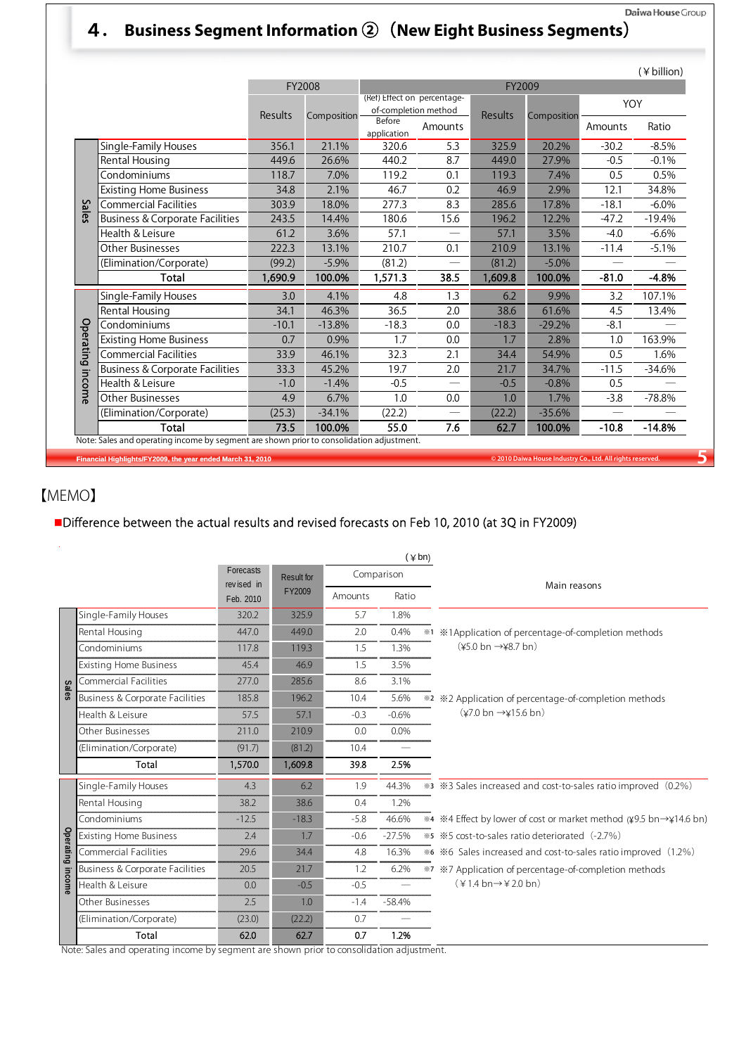## 4. Business Segment Information ② (New Eight Business Segments)

(¥ billion)

| | | FY2008 | | FY2009 | | | | | | |
|---|---|---|---|---|---|---|---|---|---|---|
| | | Results | Composition | (Ref) Effect on percentage-of-completion method: Before application | (Ref) Effect on percentage-of-completion method: Amounts | Results | Composition | YOY: Amounts | YOY: Ratio |
| Sales | Single-Family Houses | 356.1 | 21.1% | 320.6 | 5.3 | 325.9 | 20.2% | -30.2 | -8.5% |
| | Rental Housing | 449.6 | 26.6% | 440.2 | 8.7 | 449.0 | 27.9% | -0.5 | -0.1% |
| | Condominiums | 118.7 | 7.0% | 119.2 | 0.1 | 119.3 | 7.4% | 0.5 | 0.5% |
| | Existing Home Business | 34.8 | 2.1% | 46.7 | 0.2 | 46.9 | 2.9% | 12.1 | 34.8% |
| | Commercial Facilities | 303.9 | 18.0% | 277.3 | 8.3 | 285.6 | 17.8% | -18.1 | -6.0% |
| | Business & Corporate Facilities | 243.5 | 14.4% | 180.6 | 15.6 | 196.2 | 12.2% | -47.2 | -19.4% |
| | Health & Leisure | 61.2 | 3.6% | 57.1 | — | 57.1 | 3.5% | -4.0 | -6.6% |
| | Other Businesses | 222.3 | 13.1% | 210.7 | 0.1 | 210.9 | 13.1% | -11.4 | -5.1% |
| | (Elimination/Corporate) | (99.2) | -5.9% | (81.2) | | (81.2) | -5.0% | — | — |
| | **Total** | **1,690.9** | **100.0%** | **1,571.3** | **38.5** | **1,609.8** | **100.0%** | **-81.0** | **-4.8%** |
| Operating income | Single-Family Houses | 3.0 | 4.1% | 4.8 | 1.3 | 6.2 | 9.9% | 3.2 | 107.1% |
| | Rental Housing | 34.1 | 46.3% | 36.5 | 2.0 | 38.6 | 61.6% | 4.5 | 13.4% |
| | Condominiums | -10.1 | -13.8% | -18.3 | 0.0 | -18.3 | -29.2% | -8.1 | — |
| | Existing Home Business | 0.7 | 0.9% | 1.7 | 0.0 | 1.7 | 2.8% | 1.0 | 163.9% |
| | Commercial Facilities | 33.9 | 46.1% | 32.3 | 2.1 | 34.4 | 54.9% | 0.5 | 1.6% |
| | Business & Corporate Facilities | 33.3 | 45.2% | 19.7 | 2.0 | 21.7 | 34.7% | -11.5 | -34.6% |
| | Health & Leisure | -1.0 | -1.4% | -0.5 | — | -0.5 | -0.8% | 0.5 | — |
| | Other Businesses | 4.9 | 6.7% | 1.0 | 0.0 | 1.0 | 1.7% | -3.8 | -78.8% |
| | (Elimination/Corporate) | (25.3) | -34.1% | (22.2) | — | (22.2) | -35.6% | — | — |
| | **Total** | **73.5** | **100.0%** | **55.0** | **7.6** | **62.7** | **100.0%** | **-10.8** | **-14.8%** |

Note: Sales and operating income by segment are shown prior to consolidation adjustment.

Financial Highlights/FY2009, the year ended March 31, 2010

## 【MEMO】

■Difference between the actual results and revised forecasts on Feb 10, 2010 (at 3Q in FY2009)

(¥ bn)

| | | Forecasts revised in Feb. 2010 | Result for FY2009 | Comparison: Amounts | Comparison: Ratio | | Main reasons |
|---|---|---|---|---|---|---|---|
| Sales | Single-Family Houses | 320.2 | 325.9 | 5.7 | 1.8% | | |
| | Rental Housing | 447.0 | 449.0 | 2.0 | 0.4% | ※1 | ※1Application of percentage-of-completion methods (¥5.0 bn →¥8.7 bn) |
| | Condominiums | 117.8 | 119.3 | 1.5 | 1.3% | | |
| | Existing Home Business | 45.4 | 46.9 | 1.5 | 3.5% | | |
| | Commercial Facilities | 277.0 | 285.6 | 8.6 | 3.1% | | |
| | Business & Corporate Facilities | 185.8 | 196.2 | 10.4 | 5.6% | ※2 | ※2 Application of percentage-of-completion methods (¥7.0 bn →¥15.6 bn) |
| | Health & Leisure | 57.5 | 57.1 | -0.3 | -0.6% | | |
| | Other Businesses | 211.0 | 210.9 | 0.0 | 0.0% | | |
| | (Elimination/Corporate) | (91.7) | (81.2) | 10.4 | — | | |
| | **Total** | **1,570.0** | **1,609.8** | **39.8** | **2.5%** | | |
| Operating income | Single-Family Houses | 4.3 | 6.2 | 1.9 | 44.3% | ※3 | ※3 Sales increased and cost-to-sales ratio improved (0.2%) |
| | Rental Housing | 38.2 | 38.6 | 0.4 | 1.2% | | |
| | Condominiums | -12.5 | -18.3 | -5.8 | 46.6% | ※4 | ※4 Effect by lower of cost or market method (¥9.5 bn→¥14.6 bn) |
| | Existing Home Business | 2.4 | 1.7 | -0.6 | -27.5% | ※5 | ※5 cost-to-sales ratio deteriorated (-2.7%) |
| | Commercial Facilities | 29.6 | 34.4 | 4.8 | 16.3% | ※6 | ※6 Sales increased and cost-to-sales ratio improved (1.2%) |
| | Business & Corporate Facilities | 20.5 | 21.7 | 1.2 | 6.2% | ※7 | ※7 Application of percentage-of-completion methods (¥1.4 bn→¥2.0 bn) |
| | Health & Leisure | 0.0 | -0.5 | -0.5 | — | | |
| | Other Businesses | 2.5 | 1.0 | -1.4 | -58.4% | | |
| | (Elimination/Corporate) | (23.0) | (22.2) | 0.7 | — | | |
| | **Total** | **62.0** | **62.7** | **0.7** | **1.2%** | | |

Note: Sales and operating income by segment are shown prior to consolidation adjustment.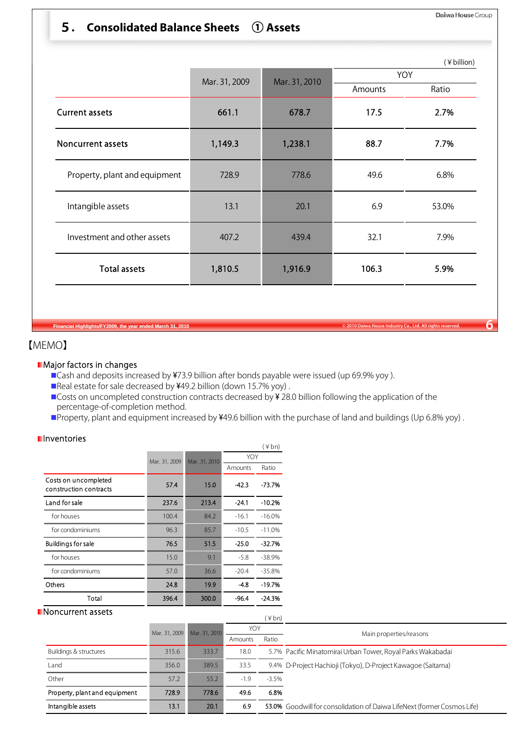## 5． Consolidated Balance Sheets ① Assets

(￥billion)

| | Mar. 31, 2009 | Mar. 31, 2010 | YOY | |
|---|---|---|---|---|
| | | | Amounts | Ratio |
| **Current assets** | **661.1** | **678.7** | **17.5** | **2.7%** |
| **Noncurrent assets** | **1,149.3** | **1,238.1** | **88.7** | **7.7%** |
| Property, plant and equipment | 728.9 | 778.6 | 49.6 | 6.8% |
| Intangible assets | 13.1 | 20.1 | 6.9 | 53.0% |
| Investment and other assets | 407.2 | 439.4 | 32.1 | 7.9% |
| **Total assets** | **1,810.5** | **1,916.9** | **106.3** | **5.9%** |

【MEMO】

**Major factors in changes**

- Cash and deposits increased by ¥73.9 billion after bonds payable were issued (up 69.9% yoy ).
- Real estate for sale decreased by ¥49.2 billion (down 15.7% yoy) .
- Costs on uncompleted construction contracts decreased by ￥28.0 billion following the application of the percentage-of-completion method.
- Property, plant and equipment increased by ¥49.6 billion with the purchase of land and buildings (Up 6.8% yoy) .

**Inventories**

(￥bn)

| | Mar. 31, 2009 | Mar. 31, 2010 | YOY | |
|---|---|---|---|---|
| | | | Amounts | Ratio |
| Costs on uncompleted construction contracts | 57.4 | 15.0 | -42.3 | -73.7% |
| Land for sale | 237.6 | 213.4 | -24.1 | -10.2% |
| for houses | 100.4 | 84.2 | -16.1 | -16.0% |
| for condominiums | 96.3 | 85.7 | -10.5 | -11.0% |
| Buildings for sale | 76.5 | 51.5 | -25.0 | -32.7% |
| for houses | 15.0 | 9.1 | -5.8 | -38.9% |
| for condominiums | 57.0 | 36.6 | -20.4 | -35.8% |
| Others | 24.8 | 19.9 | -4.8 | -19.7% |
| Total | 396.4 | 300.0 | -96.4 | -24.3% |

**Noncurrent assets**

(￥bn)

| | Mar. 31, 2009 | Mar. 31, 2010 | YOY | | Main properties/reasons |
|---|---|---|---|---|---|
| | | | Amounts | Ratio | |
| Buildings & structures | 315.6 | 333.7 | 18.0 | 5.7% | Pacific Minatomirai Urban Tower, Royal Parks Wakabadai |
| Land | 356.0 | 389.5 | 33.5 | 9.4% | D-Project Hachioji (Tokyo), D-Project Kawagoe (Saitama) |
| Other | 57.2 | 55.2 | -1.9 | -3.5% | |
| Property, plant and equipment | 728.9 | 778.6 | 49.6 | 6.8% | |
| Intangible assets | 13.1 | 20.1 | 6.9 | 53.0% | Goodwill for consolidation of Daiwa LifeNext (former Cosmos Life) |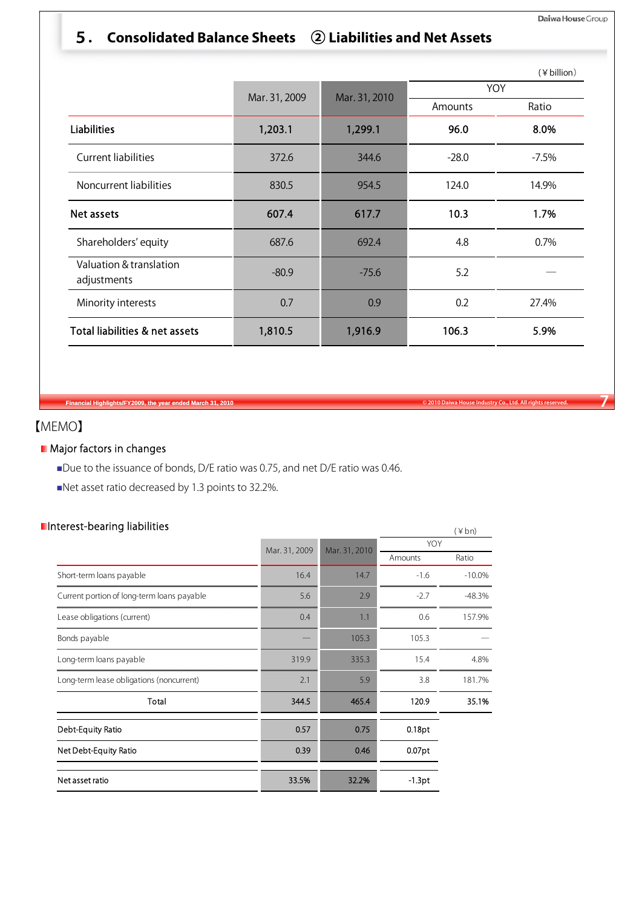# 5. Consolidated Balance Sheets ② Liabilities and Net Assets

(¥ billion)

| | Mar. 31, 2009 | Mar. 31, 2010 | YOY | |
|---|---|---|---|---|
| | | | Amounts | Ratio |
| **Liabilities** | **1,203.1** | **1,299.1** | **96.0** | **8.0%** |
| Current liabilities | 372.6 | 344.6 | -28.0 | -7.5% |
| Noncurrent liabilities | 830.5 | 954.5 | 124.0 | 14.9% |
| **Net assets** | **607.4** | **617.7** | **10.3** | **1.7%** |
| Shareholders' equity | 687.6 | 692.4 | 4.8 | 0.7% |
| Valuation & translation adjustments | -80.9 | -75.6 | 5.2 | — |
| Minority interests | 0.7 | 0.9 | 0.2 | 27.4% |
| **Total liabilities & net assets** | **1,810.5** | **1,916.9** | **106.3** | **5.9%** |

【MEMO】

## Major factors in changes

- Due to the issuance of bonds, D/E ratio was 0.75, and net D/E ratio was 0.46.
- Net asset ratio decreased by 1.3 points to 32.2%.

## Interest-bearing liabilities

(¥bn)

| | Mar. 31, 2009 | Mar. 31, 2010 | YOY | |
|---|---|---|---|---|
| | | | Amounts | Ratio |
| Short-term loans payable | 16.4 | 14.7 | -1.6 | -10.0% |
| Current portion of long-term loans payable | 5.6 | 2.9 | -2.7 | -48.3% |
| Lease obligations (current) | 0.4 | 1.1 | 0.6 | 157.9% |
| Bonds payable | — | 105.3 | 105.3 | — |
| Long-term loans payable | 319.9 | 335.3 | 15.4 | 4.8% |
| Long-term lease obligations (noncurrent) | 2.1 | 5.9 | 3.8 | 181.7% |
| Total | 344.5 | 465.4 | 120.9 | 35.1% |
| Debt-Equity Ratio | 0.57 | 0.75 | 0.18pt | |
| Net Debt-Equity Ratio | 0.39 | 0.46 | 0.07pt | |
| Net asset ratio | 33.5% | 32.2% | -1.3pt | |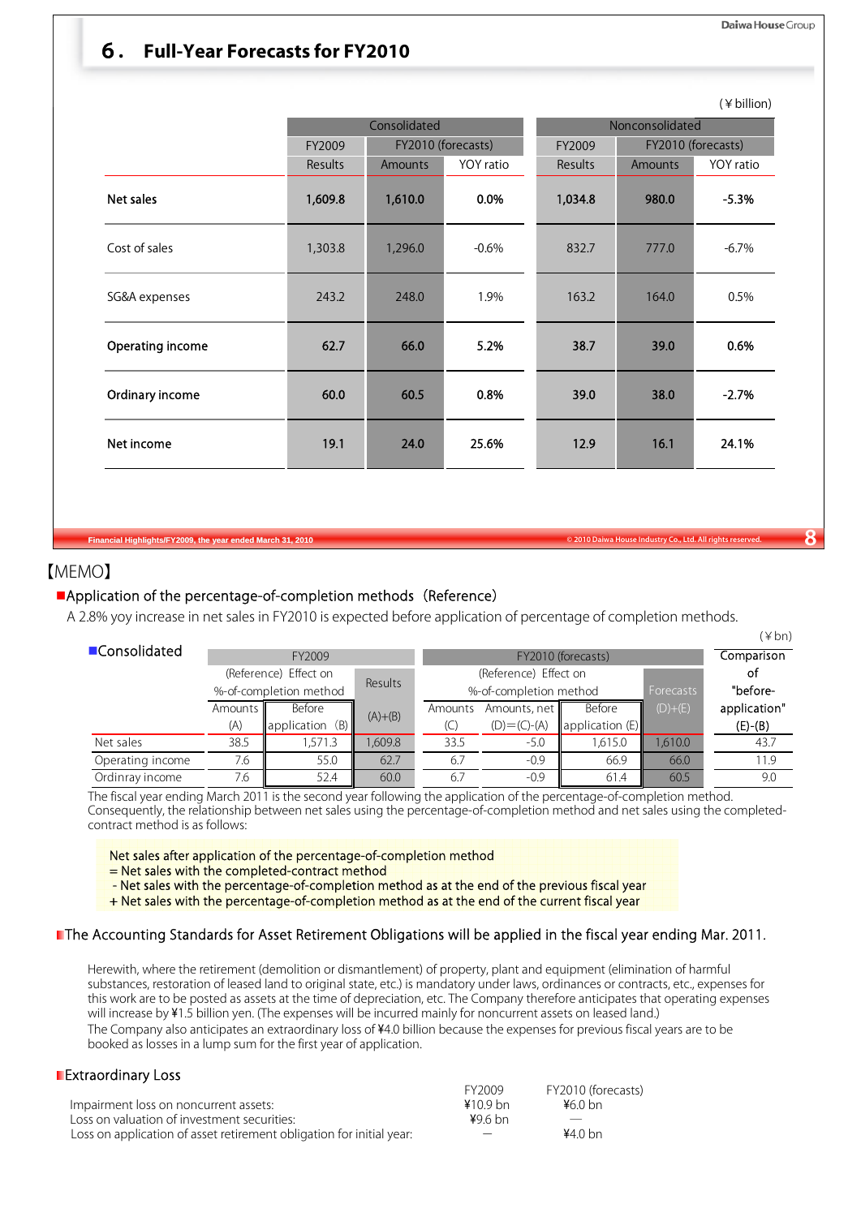## 6. Full-Year Forecasts for FY2010

(¥ billion)

| | Consolidated | | | Nonconsolidated | | |
|---|---|---|---|---|---|---|
| | FY2009 | FY2010 (forecasts) | | FY2009 | FY2010 (forecasts) | |
| | Results | Amounts | YOY ratio | Results | Amounts | YOY ratio |
| **Net sales** | **1,609.8** | **1,610.0** | **0.0%** | **1,034.8** | **980.0** | **-5.3%** |
| Cost of sales | 1,303.8 | 1,296.0 | -0.6% | 832.7 | 777.0 | -6.7% |
| SG&A expenses | 243.2 | 248.0 | 1.9% | 163.2 | 164.0 | 0.5% |
| **Operating income** | **62.7** | **66.0** | **5.2%** | **38.7** | **39.0** | **0.6%** |
| **Ordinary income** | **60.0** | **60.5** | **0.8%** | **39.0** | **38.0** | **-2.7%** |
| **Net income** | **19.1** | **24.0** | **25.6%** | **12.9** | **16.1** | **24.1%** |

【MEMO】

■Application of the percentage-of-completion methods (Reference)

A 2.8% yoy increase in net sales in FY2010 is expected before application of percentage of completion methods.

■Consolidated (¥bn)

| | FY2009 | | | FY2010 (forecasts) | | | | Comparison of "before-application" |
|---|---|---|---|---|---|---|---|---|
| | (Reference) Effect on %-of-completion method | | Results | (Reference) Effect on %-of-completion method | | | Forecasts | |
| | Amounts (A) | Before application (B) | (A)+(B) | Amounts (C) | Amounts, net (D)=(C)-(A) | Before application (E) | (D)+(E) | (E)-(B) |
| Net sales | 38.5 | 1,571.3 | 1,609.8 | 33.5 | -5.0 | 1,615.0 | 1,610.0 | 43.7 |
| Operating income | 7.6 | 55.0 | 62.7 | 6.7 | -0.9 | 66.9 | 66.0 | 11.9 |
| Ordinray income | 7.6 | 52.4 | 60.0 | 6.7 | -0.9 | 61.4 | 60.5 | 9.0 |

The fiscal year ending March 2011 is the second year following the application of the percentage-of-completion method. Consequently, the relationship between net sales using the percentage-of-completion method and net sales using the completed-contract method is as follows:

Net sales after application of the percentage-of-completion method
= Net sales with the completed-contract method
- Net sales with the percentage-of-completion method as at the end of the previous fiscal year
+ Net sales with the percentage-of-completion method as at the end of the current fiscal year

■The Accounting Standards for Asset Retirement Obligations will be applied in the fiscal year ending Mar. 2011.

Herewith, where the retirement (demolition or dismantlement) of property, plant and equipment (elimination of harmful substances, restoration of leased land to original state, etc.) is mandatory under laws, ordinances or contracts, etc., expenses for this work are to be posted as assets at the time of depreciation, etc. The Company therefore anticipates that operating expenses will increase by ¥1.5 billion yen. (The expenses will be incurred mainly for noncurrent assets on leased land.)
The Company also anticipates an extraordinary loss of ¥4.0 billion because the expenses for previous fiscal years are to be booked as losses in a lump sum for the first year of application.

■Extraordinary Loss

| | FY2009 | FY2010 (forecasts) |
|---|---|---|
| Impairment loss on noncurrent assets: | ¥10.9 bn | ¥6.0 bn |
| Loss on valuation of investment securities: | ¥9.6 bn | — |
| Loss on application of asset retirement obligation for initial year: | — | ¥4.0 bn |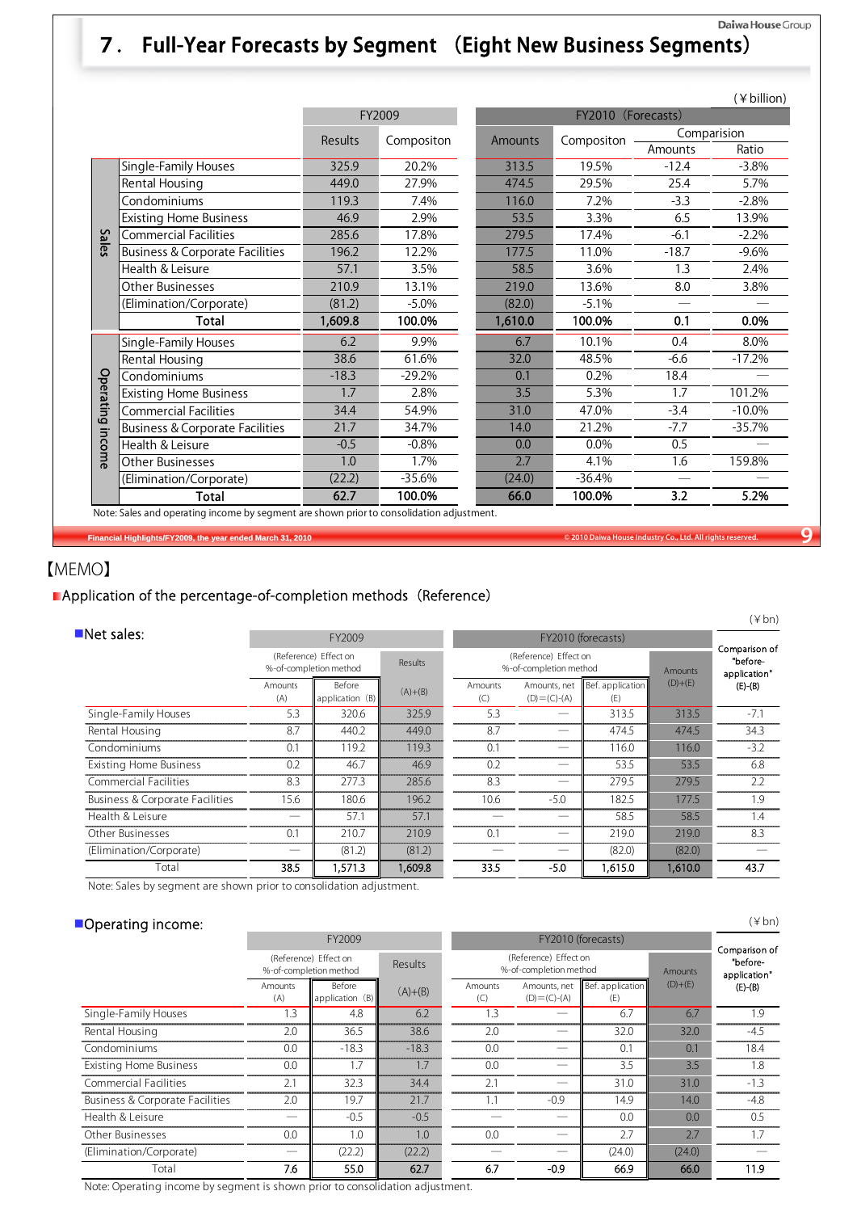# 7. Full-Year Forecasts by Segment (Eight New Business Segments)

(¥ billion)

| | | FY2009 | | FY2010 (Forecasts) | | | |
|---|---|---|---|---|---|---|---|
| | | Results | Compositon | Amounts | Compositon | Comparision | |
| | | | | | | Amounts | Ratio |
| Sales | Single-Family Houses | 325.9 | 20.2% | 313.5 | 19.5% | -12.4 | -3.8% |
| | Rental Housing | 449.0 | 27.9% | 474.5 | 29.5% | 25.4 | 5.7% |
| | Condominiums | 119.3 | 7.4% | 116.0 | 7.2% | -3.3 | -2.8% |
| | Existing Home Business | 46.9 | 2.9% | 53.5 | 3.3% | 6.5 | 13.9% |
| | Commercial Facilities | 285.6 | 17.8% | 279.5 | 17.4% | -6.1 | -2.2% |
| | Business & Corporate Facilities | 196.2 | 12.2% | 177.5 | 11.0% | -18.7 | -9.6% |
| | Health & Leisure | 57.1 | 3.5% | 58.5 | 3.6% | 1.3 | 2.4% |
| | Other Businesses | 210.9 | 13.1% | 219.0 | 13.6% | 8.0 | 3.8% |
| | (Elimination/Corporate) | (81.2) | -5.0% | (82.0) | -5.1% | — | — |
| | **Total** | **1,609.8** | **100.0%** | **1,610.0** | **100.0%** | **0.1** | **0.0%** |
| Operating income | Single-Family Houses | 6.2 | 9.9% | 6.7 | 10.1% | 0.4 | 8.0% |
| | Rental Housing | 38.6 | 61.6% | 32.0 | 48.5% | -6.6 | -17.2% |
| | Condominiums | -18.3 | -29.2% | 0.1 | 0.2% | 18.4 | — |
| | Existing Home Business | 1.7 | 2.8% | 3.5 | 5.3% | 1.7 | 101.2% |
| | Commercial Facilities | 34.4 | 54.9% | 31.0 | 47.0% | -3.4 | -10.0% |
| | Business & Corporate Facilities | 21.7 | 34.7% | 14.0 | 21.2% | -7.7 | -35.7% |
| | Health & Leisure | -0.5 | -0.8% | 0.0 | 0.0% | 0.5 | — |
| | Other Businesses | 1.0 | 1.7% | 2.7 | 4.1% | 1.6 | 159.8% |
| | (Elimination/Corporate) | (22.2) | -35.6% | (24.0) | -36.4% | — | — |
| | **Total** | **62.7** | **100.0%** | **66.0** | **100.0%** | **3.2** | **5.2%** |

Note: Sales and operating income by segment are shown prior to consolidation adjustment.

【MEMO】

■Application of the percentage-of-completion methods (Reference)

■Net sales:

(¥bn)

| | FY2009 | | | FY2010 (forecasts) | | | | Comparison of "before-application" (E)-(B) |
|---|---|---|---|---|---|---|---|---|
| | (Reference) Effect on %-of-completion method | | Results | (Reference) Effect on %-of-completion method | | | Amounts (D)+(E) | |
| | Amounts (A) | Before application (B) | (A)+(B) | Amounts (C) | Amounts, net (D)=(C)-(A) | Bef. application (E) | | |
| Single-Family Houses | 5.3 | 320.6 | 325.9 | 5.3 | — | 313.5 | 313.5 | -7.1 |
| Rental Housing | 8.7 | 440.2 | 449.0 | 8.7 | — | 474.5 | 474.5 | 34.3 |
| Condominiums | 0.1 | 119.2 | 119.3 | 0.1 | — | 116.0 | 116.0 | -3.2 |
| Existing Home Business | 0.2 | 46.7 | 46.9 | 0.2 | — | 53.5 | 53.5 | 6.8 |
| Commercial Facilities | 8.3 | 277.3 | 285.6 | 8.3 | — | 279.5 | 279.5 | 2.2 |
| Business & Corporate Facilities | 15.6 | 180.6 | 196.2 | 10.6 | -5.0 | 182.5 | 177.5 | 1.9 |
| Health & Leisure | — | 57.1 | 57.1 | — | — | 58.5 | 58.5 | 1.4 |
| Other Businesses | 0.1 | 210.7 | 210.9 | 0.1 | — | 219.0 | 219.0 | 8.3 |
| (Elimination/Corporate) | — | (81.2) | (81.2) | — | — | (82.0) | (82.0) | — |
| Total | 38.5 | 1,571.3 | 1,609.8 | 33.5 | -5.0 | 1,615.0 | 1,610.0 | 43.7 |

Note: Sales by segment are shown prior to consolidation adjustment.

■Operating income:

(¥bn)

| | FY2009 | | | FY2010 (forecasts) | | | | Comparison of "before-application" (E)-(B) |
|---|---|---|---|---|---|---|---|---|
| | (Reference) Effect on %-of-completion method | | Results | (Reference) Effect on %-of-completion method | | | Amounts (D)+(E) | |
| | Amounts (A) | Before application (B) | (A)+(B) | Amounts (C) | Amounts, net (D)=(C)-(A) | Bef. application (E) | | |
| Single-Family Houses | 1.3 | 4.8 | 6.2 | 1.3 | — | 6.7 | 6.7 | 1.9 |
| Rental Housing | 2.0 | 36.5 | 38.6 | 2.0 | — | 32.0 | 32.0 | -4.5 |
| Condominiums | 0.0 | -18.3 | -18.3 | 0.0 | — | 0.1 | 0.1 | 18.4 |
| Existing Home Business | 0.0 | 1.7 | 1.7 | 0.0 | — | 3.5 | 3.5 | 1.8 |
| Commercial Facilities | 2.1 | 32.3 | 34.4 | 2.1 | — | 31.0 | 31.0 | -1.3 |
| Business & Corporate Facilities | 2.0 | 19.7 | 21.7 | 1.1 | -0.9 | 14.9 | 14.0 | -4.8 |
| Health & Leisure | — | -0.5 | -0.5 | — | — | 0.0 | 0.0 | 0.5 |
| Other Businesses | 0.0 | 1.0 | 1.0 | 0.0 | — | 2.7 | 2.7 | 1.7 |
| (Elimination/Corporate) | — | (22.2) | (22.2) | — | — | (24.0) | (24.0) | — |
| Total | 7.6 | 55.0 | 62.7 | 6.7 | -0.9 | 66.9 | 66.0 | 11.9 |

Note: Operating income by segment is shown prior to consolidation adjustment.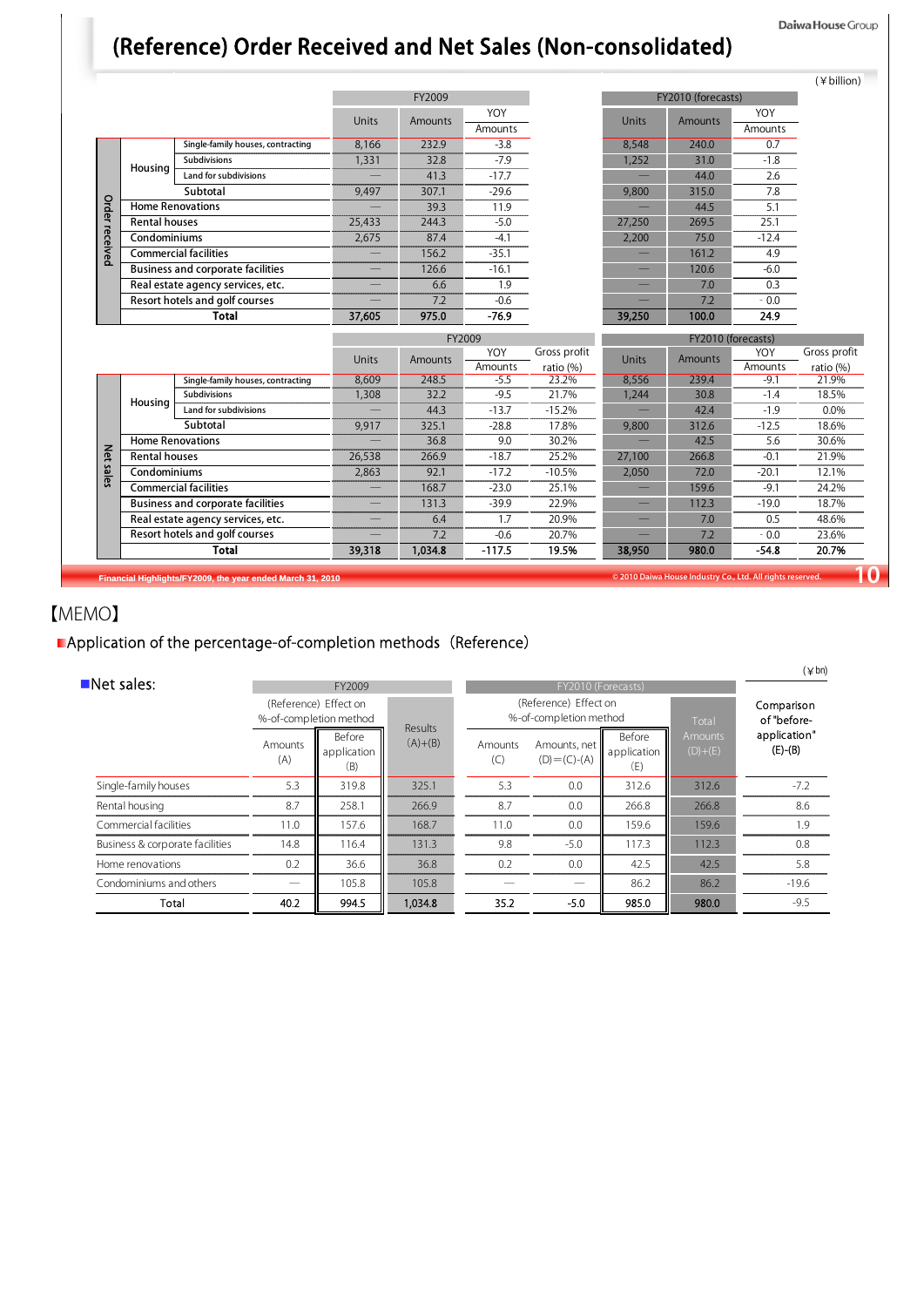# (Reference) Order Received and Net Sales (Non-consolidated)

(￥billion)

| | | | FY2009 | | | FY2010 (forecasts) | | |
|---|---|---|---|---|---|---|---|---|
| | | | Units | Amounts | YOY Amounts | Units | Amounts | YOY Amounts |
| Order received | Housing | Single-family houses, contracting | 8,166 | 232.9 | -3.8 | 8,548 | 240.0 | 0.7 |
| | | Subdivisions | 1,331 | 32.8 | -7.9 | 1,252 | 31.0 | -1.8 |
| | | Land for subdivisions | — | 41.3 | -17.7 | — | 44.0 | 2.6 |
| | | Subtotal | 9,497 | 307.1 | -29.6 | 9,800 | 315.0 | 7.8 |
| | Home Renovations | | — | 39.3 | 11.9 | — | 44.5 | 5.1 |
| | Rental houses | | 25,433 | 244.3 | -5.0 | 27,250 | 269.5 | 25.1 |
| | Condominiums | | 2,675 | 87.4 | -4.1 | 2,200 | 75.0 | -12.4 |
| | Commercial facilities | | — | 156.2 | -35.1 | — | 161.2 | 4.9 |
| | Business and corporate facilities | | — | 126.6 | -16.1 | — | 120.6 | -6.0 |
| | Real estate agency services, etc. | | — | 6.6 | 1.9 | — | 7.0 | 0.3 |
| | Resort hotels and golf courses | | — | 7.2 | -0.6 | — | 7.2 | - 0.0 |
| | Total | | 37,605 | 975.0 | -76.9 | 39,250 | 100.0 | 24.9 |

| | | | FY2009 | | | | FY2010 (forecasts) | | | |
|---|---|---|---|---|---|---|---|---|---|---|
| | | | Units | Amounts | YOY Amounts | Gross profit ratio (%) | Units | Amounts | YOY Amounts | Gross profit ratio (%) |
| Net sales | Housing | Single-family houses, contracting | 8,609 | 248.5 | -5.5 | 23.2% | 8,556 | 239.4 | -9.1 | 21.9% |
| | | Subdivisions | 1,308 | 32.2 | -9.5 | 21.7% | 1,244 | 30.8 | -1.4 | 18.5% |
| | | Land for subdivisions | — | 44.3 | -13.7 | -15.2% | — | 42.4 | -1.9 | 0.0% |
| | | Subtotal | 9,917 | 325.1 | -28.8 | 17.8% | 9,800 | 312.6 | -12.5 | 18.6% |
| | Home Renovations | | — | 36.8 | 9.0 | 30.2% | — | 42.5 | 5.6 | 30.6% |
| | Rental houses | | 26,538 | 266.9 | -18.7 | 25.2% | 27,100 | 266.8 | -0.1 | 21.9% |
| | Condominiums | | 2,863 | 92.1 | -17.2 | -10.5% | 2,050 | 72.0 | -20.1 | 12.1% |
| | Commercial facilities | | — | 168.7 | -23.0 | 25.1% | — | 159.6 | -9.1 | 24.2% |
| | Business and corporate facilities | | — | 131.3 | -39.9 | 22.9% | — | 112.3 | -19.0 | 18.7% |
| | Real estate agency services, etc. | | — | 6.4 | 1.7 | 20.9% | — | 7.0 | 0.5 | 48.6% |
| | Resort hotels and golf courses | | — | 7.2 | -0.6 | 20.7% | — | 7.2 | - 0.0 | 23.6% |
| | Total | | 39,318 | 1,034.8 | -117.5 | 19.5% | 38,950 | 980.0 | -54.8 | 20.7% |

【MEMO】

■Application of the percentage-of-completion methods（Reference)

(￥bn)

■Net sales:

| | FY2009 | | | FY2010 (Forecasts) | | | | Comparison of "before-application" (E)-(B) |
|---|---|---|---|---|---|---|---|---|
| | (Reference) Effect on %-of-completion method | | Results (A)+(B) | (Reference) Effect on %-of-completion method | | | Total Amounts (D)+(E) | |
| | Amounts (A) | Before application (B) | | Amounts (C) | Amounts, net (D)=(C)-(A) | Before application (E) | | |
| Single-family houses | 5.3 | 319.8 | 325.1 | 5.3 | 0.0 | 312.6 | 312.6 | -7.2 |
| Rental housing | 8.7 | 258.1 | 266.9 | 8.7 | 0.0 | 266.8 | 266.8 | 8.6 |
| Commercial facilities | 11.0 | 157.6 | 168.7 | 11.0 | 0.0 | 159.6 | 159.6 | 1.9 |
| Business & corporate facilities | 14.8 | 116.4 | 131.3 | 9.8 | -5.0 | 117.3 | 112.3 | 0.8 |
| Home renovations | 0.2 | 36.6 | 36.8 | 0.2 | 0.0 | 42.5 | 42.5 | 5.8 |
| Condominiums and others | — | 105.8 | 105.8 | — | — | 86.2 | 86.2 | -19.6 |
| Total | 40.2 | 994.5 | 1,034.8 | 35.2 | -5.0 | 985.0 | 980.0 | -9.5 |